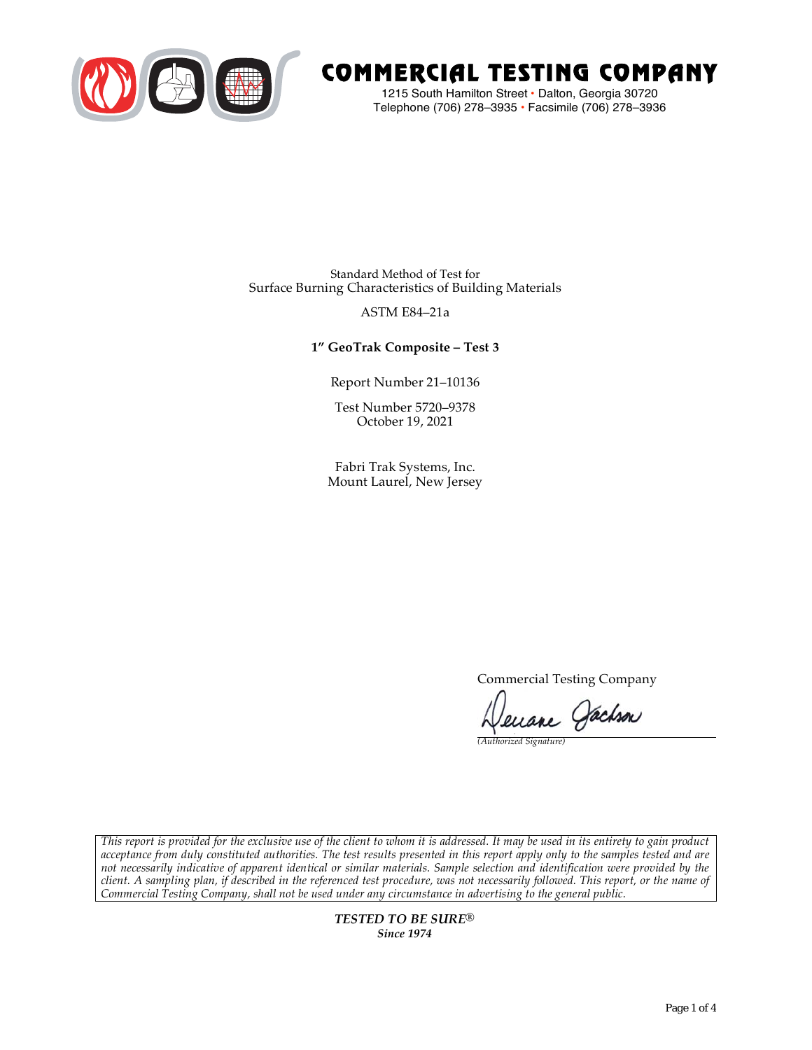# COMMERCIAL TESTING COMPANY

1215 South Hamilton Street • Dalton, Georgia 30720
Telephone (706) 278–3935 • Facsimile (706) 278–3936

Standard Method of Test for
Surface Burning Characteristics of Building Materials

ASTM E84–21a

**1" GeoTrak Composite – Test 3**

Report Number 21–10136

Test Number 5720–9378
October 19, 2021

Fabri Trak Systems, Inc.
Mount Laurel, New Jersey

Commercial Testing Company

Deuane Jackson
*(Authorized Signature)*

*This report is provided for the exclusive use of the client to whom it is addressed. It may be used in its entirety to gain product acceptance from duly constituted authorities. The test results presented in this report apply only to the samples tested and are not necessarily indicative of apparent identical or similar materials. Sample selection and identification were provided by the client. A sampling plan, if described in the referenced test procedure, was not necessarily followed. This report, or the name of Commercial Testing Company, shall not be used under any circumstance in advertising to the general public.*

***TESTED TO BE SURE®***
***Since 1974***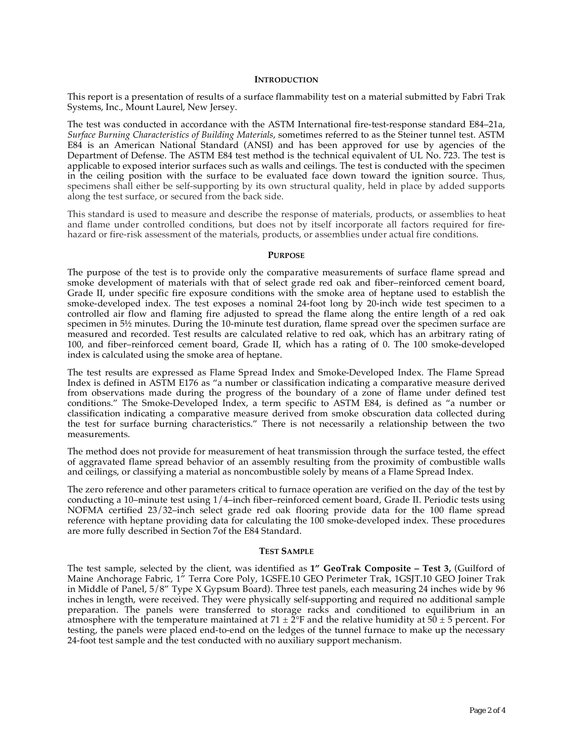## INTRODUCTION

This report is a presentation of results of a surface flammability test on a material submitted by Fabri Trak Systems, Inc., Mount Laurel, New Jersey.

The test was conducted in accordance with the ASTM International fire-test-response standard E84–21a, *Surface Burning Characteristics of Building Materials*, sometimes referred to as the Steiner tunnel test. ASTM E84 is an American National Standard (ANSI) and has been approved for use by agencies of the Department of Defense. The ASTM E84 test method is the technical equivalent of UL No. 723. The test is applicable to exposed interior surfaces such as walls and ceilings. The test is conducted with the specimen in the ceiling position with the surface to be evaluated face down toward the ignition source. Thus, specimens shall either be self-supporting by its own structural quality, held in place by added supports along the test surface, or secured from the back side.

This standard is used to measure and describe the response of materials, products, or assemblies to heat and flame under controlled conditions, but does not by itself incorporate all factors required for fire-hazard or fire-risk assessment of the materials, products, or assemblies under actual fire conditions.

## PURPOSE

The purpose of the test is to provide only the comparative measurements of surface flame spread and smoke development of materials with that of select grade red oak and fiber–reinforced cement board, Grade II, under specific fire exposure conditions with the smoke area of heptane used to establish the smoke-developed index. The test exposes a nominal 24-foot long by 20-inch wide test specimen to a controlled air flow and flaming fire adjusted to spread the flame along the entire length of a red oak specimen in 5½ minutes. During the 10-minute test duration, flame spread over the specimen surface are measured and recorded. Test results are calculated relative to red oak, which has an arbitrary rating of 100, and fiber–reinforced cement board, Grade II, which has a rating of 0. The 100 smoke-developed index is calculated using the smoke area of heptane.

The test results are expressed as Flame Spread Index and Smoke-Developed Index. The Flame Spread Index is defined in ASTM E176 as "a number or classification indicating a comparative measure derived from observations made during the progress of the boundary of a zone of flame under defined test conditions." The Smoke-Developed Index, a term specific to ASTM E84, is defined as "a number or classification indicating a comparative measure derived from smoke obscuration data collected during the test for surface burning characteristics." There is not necessarily a relationship between the two measurements.

The method does not provide for measurement of heat transmission through the surface tested, the effect of aggravated flame spread behavior of an assembly resulting from the proximity of combustible walls and ceilings, or classifying a material as noncombustible solely by means of a Flame Spread Index.

The zero reference and other parameters critical to furnace operation are verified on the day of the test by conducting a 10–minute test using 1/4–inch fiber–reinforced cement board, Grade II. Periodic tests using NOFMA certified 23/32–inch select grade red oak flooring provide data for the 100 flame spread reference with heptane providing data for calculating the 100 smoke-developed index. These procedures are more fully described in Section 7of the E84 Standard.

## TEST SAMPLE

The test sample, selected by the client, was identified as **1" GeoTrak Composite – Test 3,** (Guilford of Maine Anchorage Fabric, 1" Terra Core Poly, 1GSFE.10 GEO Perimeter Trak, 1GSJT.10 GEO Joiner Trak in Middle of Panel, 5/8" Type X Gypsum Board). Three test panels, each measuring 24 inches wide by 96 inches in length, were received. They were physically self-supporting and required no additional sample preparation. The panels were transferred to storage racks and conditioned to equilibrium in an atmosphere with the temperature maintained at 71 ± 2°F and the relative humidity at 50 ± 5 percent. For testing, the panels were placed end-to-end on the ledges of the tunnel furnace to make up the necessary 24-foot test sample and the test conducted with no auxiliary support mechanism.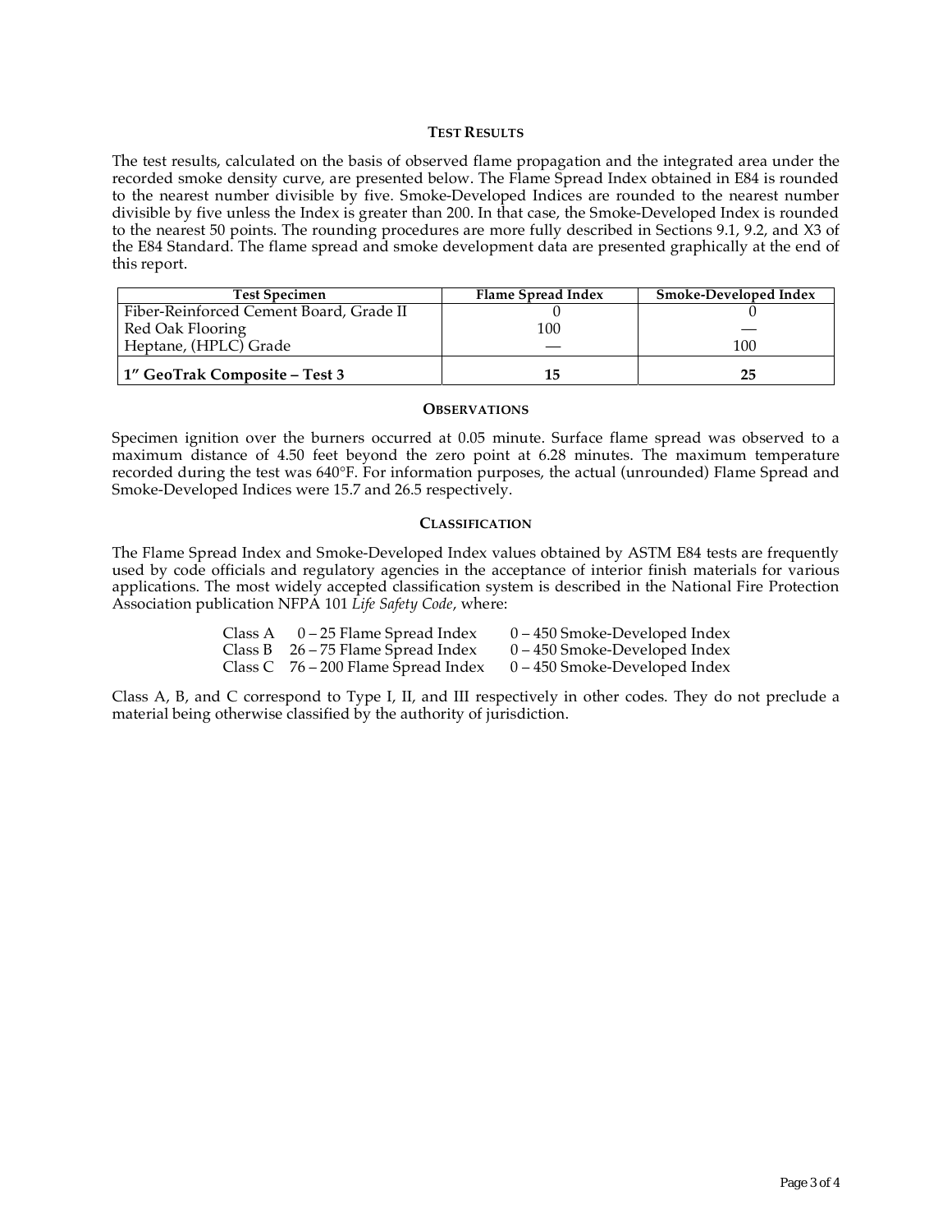### TEST RESULTS

The test results, calculated on the basis of observed flame propagation and the integrated area under the recorded smoke density curve, are presented below. The Flame Spread Index obtained in E84 is rounded to the nearest number divisible by five. Smoke-Developed Indices are rounded to the nearest number divisible by five unless the Index is greater than 200. In that case, the Smoke-Developed Index is rounded to the nearest 50 points. The rounding procedures are more fully described in Sections 9.1, 9.2, and X3 of the E84 Standard. The flame spread and smoke development data are presented graphically at the end of this report.

| Test Specimen | Flame Spread Index | Smoke-Developed Index |
|---|---|---|
| Fiber-Reinforced Cement Board, Grade II | 0 | 0 |
| Red Oak Flooring | 100 | — |
| Heptane, (HPLC) Grade | — | 100 |
| **1" GeoTrak Composite – Test 3** | **15** | **25** |

### OBSERVATIONS

Specimen ignition over the burners occurred at 0.05 minute. Surface flame spread was observed to a maximum distance of 4.50 feet beyond the zero point at 6.28 minutes. The maximum temperature recorded during the test was 640°F. For information purposes, the actual (unrounded) Flame Spread and Smoke-Developed Indices were 15.7 and 26.5 respectively.

### CLASSIFICATION

The Flame Spread Index and Smoke-Developed Index values obtained by ASTM E84 tests are frequently used by code officials and regulatory agencies in the acceptance of interior finish materials for various applications. The most widely accepted classification system is described in the National Fire Protection Association publication NFPA 101 *Life Safety Code*, where:

| | | |
|---|---|---|
| Class A | 0 – 25 Flame Spread Index | 0 – 450 Smoke-Developed Index |
| Class B | 26 – 75 Flame Spread Index | 0 – 450 Smoke-Developed Index |
| Class C | 76 – 200 Flame Spread Index | 0 – 450 Smoke-Developed Index |

Class A, B, and C correspond to Type I, II, and III respectively in other codes. They do not preclude a material being otherwise classified by the authority of jurisdiction.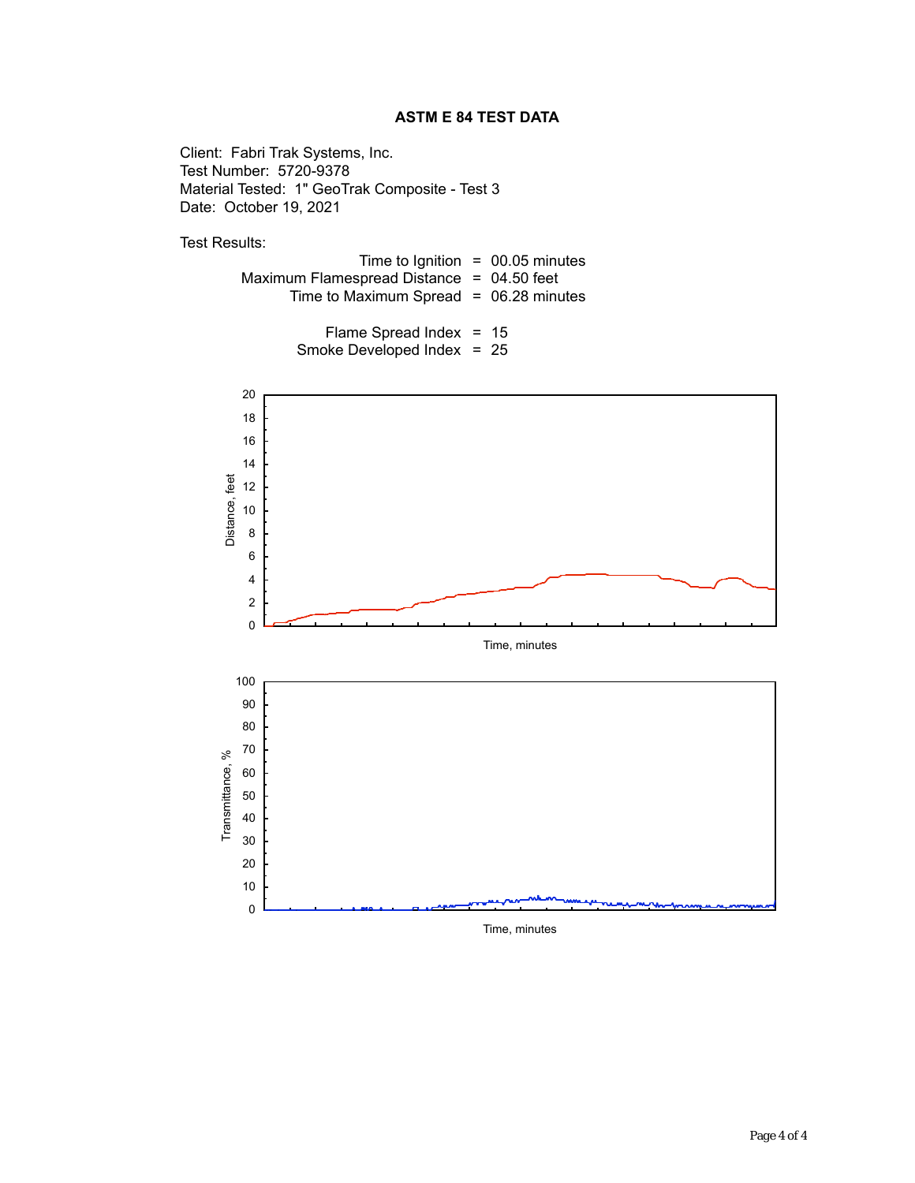# ASTM E 84 TEST DATA

Client: Fabri Trak Systems, Inc.
Test Number: 5720-9378
Material Tested: 1" GeoTrak Composite - Test 3
Date: October 19, 2021

Test Results:

Time to Ignition = 00.05 minutes
Maximum Flamespread Distance = 04.50 feet
Time to Maximum Spread = 06.28 minutes

Flame Spread Index = 15
Smoke Developed Index = 25

Distance, feet
20
18
16
14
12
10
8
6
4
2
0
Time, minutes

Transmittance, %
100
90
80
70
60
50
40
30
20
10
0
Time, minutes